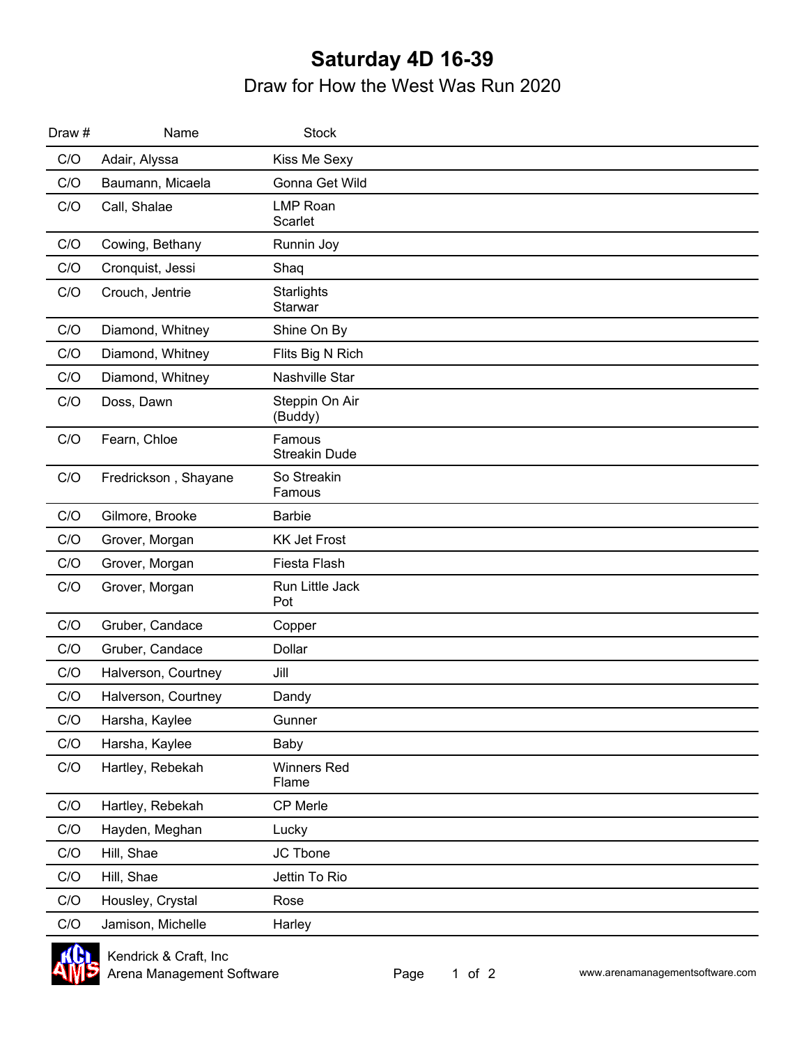# Saturday 4D 16-39

## Draw for How the West Was Run 2020

| Draw # | Name | Stock |
|---|---|---|
| C/O | Adair, Alyssa | Kiss Me Sexy |
| C/O | Baumann, Micaela | Gonna Get Wild |
| C/O | Call, Shalae | LMP Roan Scarlet |
| C/O | Cowing, Bethany | Runnin Joy |
| C/O | Cronquist, Jessi | Shaq |
| C/O | Crouch, Jentrie | Starlights Starwar |
| C/O | Diamond, Whitney | Shine On By |
| C/O | Diamond, Whitney | Flits Big N Rich |
| C/O | Diamond, Whitney | Nashville Star |
| C/O | Doss, Dawn | Steppin On Air (Buddy) |
| C/O | Fearn, Chloe | Famous Streakin Dude |
| C/O | Fredrickson , Shayane | So Streakin Famous |
| C/O | Gilmore, Brooke | Barbie |
| C/O | Grover, Morgan | KK Jet Frost |
| C/O | Grover, Morgan | Fiesta Flash |
| C/O | Grover, Morgan | Run Little Jack Pot |
| C/O | Gruber, Candace | Copper |
| C/O | Gruber, Candace | Dollar |
| C/O | Halverson, Courtney | Jill |
| C/O | Halverson, Courtney | Dandy |
| C/O | Harsha, Kaylee | Gunner |
| C/O | Harsha, Kaylee | Baby |
| C/O | Hartley, Rebekah | Winners Red Flame |
| C/O | Hartley, Rebekah | CP Merle |
| C/O | Hayden, Meghan | Lucky |
| C/O | Hill, Shae | JC Tbone |
| C/O | Hill, Shae | Jettin To Rio |
| C/O | Housley, Crystal | Rose |
| C/O | Jamison, Michelle | Harley |

Kendrick & Craft, Inc
Arena Management Software

www.arenamanagementsoftware.com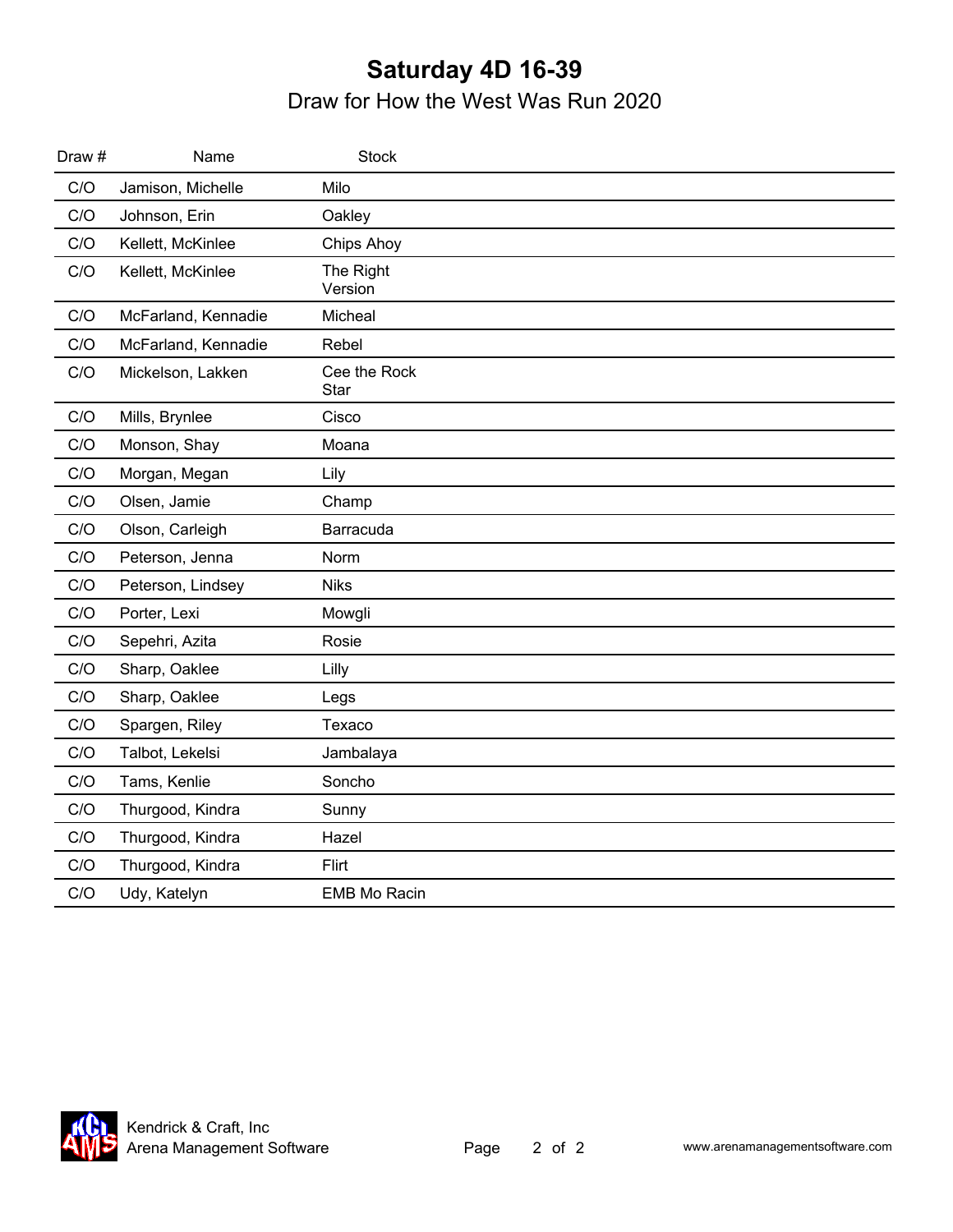# Saturday 4D 16-39

## Draw for How the West Was Run 2020

| Draw # | Name | Stock |
|---|---|---|
| C/O | Jamison, Michelle | Milo |
| C/O | Johnson, Erin | Oakley |
| C/O | Kellett, McKinlee | Chips Ahoy |
| C/O | Kellett, McKinlee | The Right Version |
| C/O | McFarland, Kennadie | Micheal |
| C/O | McFarland, Kennadie | Rebel |
| C/O | Mickelson, Lakken | Cee the Rock Star |
| C/O | Mills, Brynlee | Cisco |
| C/O | Monson, Shay | Moana |
| C/O | Morgan, Megan | Lily |
| C/O | Olsen, Jamie | Champ |
| C/O | Olson, Carleigh | Barracuda |
| C/O | Peterson, Jenna | Norm |
| C/O | Peterson, Lindsey | Niks |
| C/O | Porter, Lexi | Mowgli |
| C/O | Sepehri, Azita | Rosie |
| C/O | Sharp, Oaklee | Lilly |
| C/O | Sharp, Oaklee | Legs |
| C/O | Spargen, Riley | Texaco |
| C/O | Talbot, Lekelsi | Jambalaya |
| C/O | Tams, Kenlie | Soncho |
| C/O | Thurgood, Kindra | Sunny |
| C/O | Thurgood, Kindra | Hazel |
| C/O | Thurgood, Kindra | Flirt |
| C/O | Udy, Katelyn | EMB Mo Racin |

Kendrick & Craft, Inc
Arena Management Software

www.arenamanagementsoftware.com